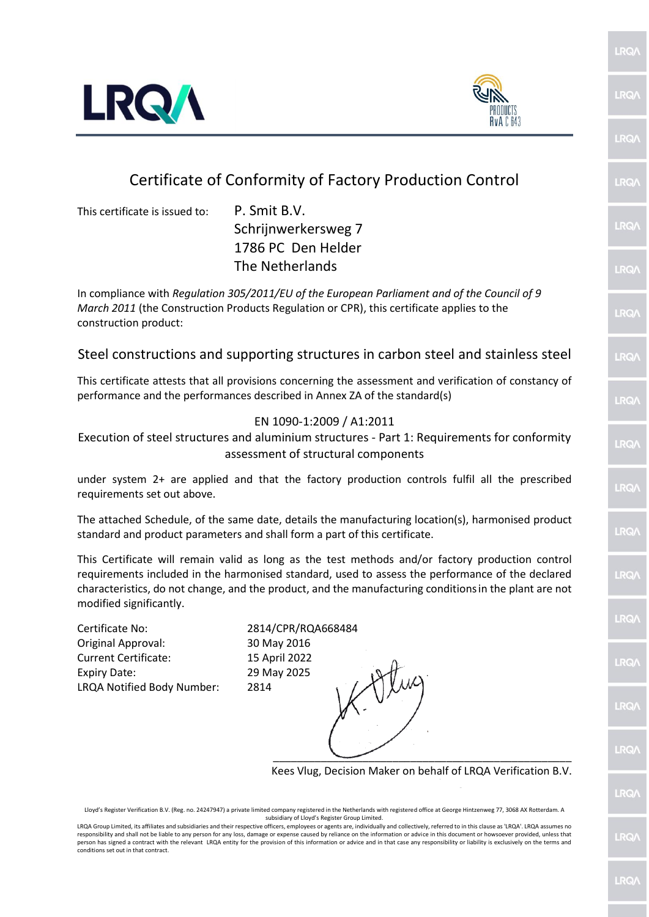# Certificate of Conformity of Factory Production Control

This certificate is issued to: P. Smit B.V.
Schrijnwerkersweg 7
1786 PC Den Helder
The Netherlands

In compliance with *Regulation 305/2011/EU of the European Parliament and of the Council of 9 March 2011* (the Construction Products Regulation or CPR), this certificate applies to the construction product:

## Steel constructions and supporting structures in carbon steel and stainless steel

This certificate attests that all provisions concerning the assessment and verification of constancy of performance and the performances described in Annex ZA of the standard(s)

EN 1090-1:2009 / A1:2011
Execution of steel structures and aluminium structures - Part 1: Requirements for conformity assessment of structural components

under system 2+ are applied and that the factory production controls fulfil all the prescribed requirements set out above.

The attached Schedule, of the same date, details the manufacturing location(s), harmonised product standard and product parameters and shall form a part of this certificate.

This Certificate will remain valid as long as the test methods and/or factory production control requirements included in the harmonised standard, used to assess the performance of the declared characteristics, do not change, and the product, and the manufacturing conditions in the plant are not modified significantly.

Certificate No: 2814/CPR/RQA668484
Original Approval: 30 May 2016
Current Certificate: 15 April 2022
Expiry Date: 29 May 2025
LRQA Notified Body Number: 2814

Kees Vlug, Decision Maker on behalf of LRQA Verification B.V.

Lloyd's Register Verification B.V. (Reg. no. 24247947) a private limited company registered in the Netherlands with registered office at George Hintzenweg 77, 3068 AX Rotterdam. A subsidiary of Lloyd's Register Group Limited.
LRQA Group Limited, its affiliates and subsidiaries and their respective officers, employees or agents are, individually and collectively, referred to in this clause as 'LRQA'. LRQA assumes no responsibility and shall not be liable to any person for any loss, damage or expense caused by reliance on the information or advice in this document or howsoever provided, unless that person has signed a contract with the relevant LRQA entity for the provision of this information or advice and in that case any responsibility or liability is exclusively on the terms and conditions set out in that contract.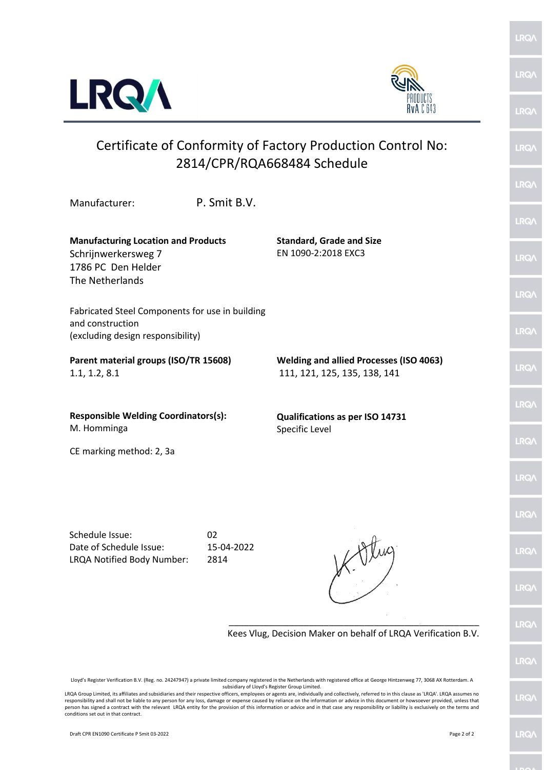# Certificate of Conformity of Factory Production Control No: 2814/CPR/RQA668484 Schedule

Manufacturer: P. Smit B.V.

**Manufacturing Location and Products**
Schrijnwerkersweg 7
1786 PC Den Helder
The Netherlands

**Standard, Grade and Size**
EN 1090-2:2018 EXC3

Fabricated Steel Components for use in building and construction
(excluding design responsibility)

**Parent material groups (ISO/TR 15608)**
1.1, 1.2, 8.1

**Welding and allied Processes (ISO 4063)**
111, 121, 125, 135, 138, 141

**Responsible Welding Coordinators(s):**
M. Homminga

**Qualifications as per ISO 14731**
Specific Level

CE marking method: 2, 3a

| | |
|---|---|
| Schedule Issue: | 02 |
| Date of Schedule Issue: | 15-04-2022 |
| LRQA Notified Body Number: | 2814 |

Kees Vlug, Decision Maker on behalf of LRQA Verification B.V.

Lloyd's Register Verification B.V. (Reg. no. 24247947) a private limited company registered in the Netherlands with registered office at George Hintzenweg 77, 3068 AX Rotterdam. A subsidiary of Lloyd's Register Group Limited.

LRQA Group Limited, its affiliates and subsidiaries and their respective officers, employees or agents are, individually and collectively, referred to in this clause as 'LRQA'. LRQA assumes no responsibility and shall not be liable to any person for any loss, damage or expense caused by reliance on the information or advice in this document or howsoever provided, unless that person has signed a contract with the relevant LRQA entity for the provision of this information or advice and in that case any responsibility or liability is exclusively on the terms and conditions set out in that contract.

Draft CPR EN1090 Certificate P Smit 03-2022